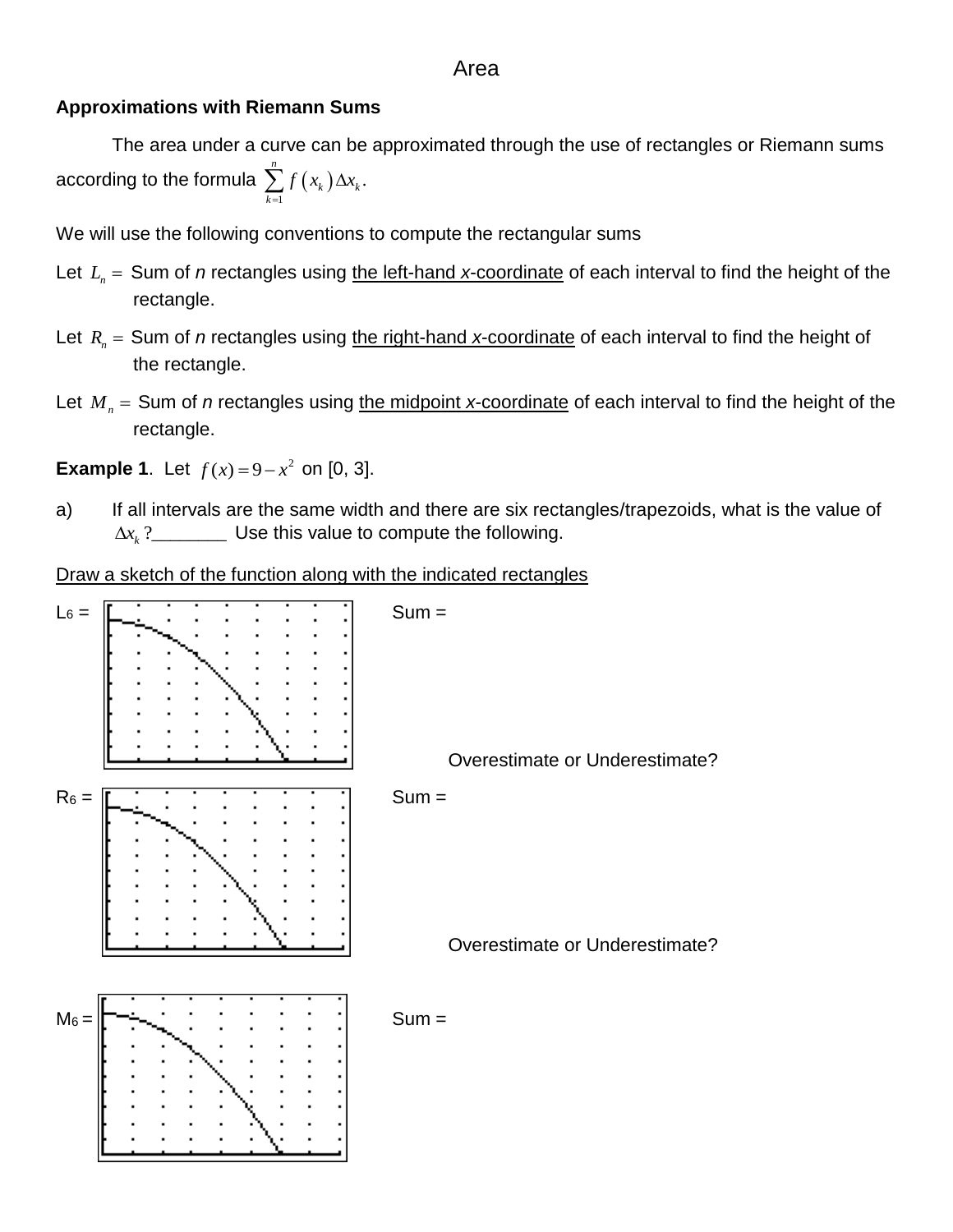# Area

**Approximations with Riemann Sums**

The area under a curve can be approximated through the use of rectangles or Riemann sums according to the formula $\sum_{k=1}^{n} f\left(x_k\right)\Delta x_k$.

We will use the following conventions to compute the rectangular sums

Let $L_n =$ Sum of *n* rectangles using the left-hand *x*-coordinate of each interval to find the height of the rectangle.

Let $R_n =$ Sum of *n* rectangles using the right-hand *x*-coordinate of each interval to find the height of the rectangle.

Let $M_n =$ Sum of *n* rectangles using the midpoint *x*-coordinate of each interval to find the height of the rectangle.

**Example 1**. Let $f(x) = 9 - x^2$ on [0, 3].

a) If all intervals are the same width and there are six rectangles/trapezoids, what is the value of $\Delta x_k$ ?________ Use this value to compute the following.

Draw a sketch of the function along with the indicated rectangles

$L_6$ =

Sum =

Overestimate or Underestimate?

$R_6$ =

Sum =

Overestimate or Underestimate?

$M_6$ =

Sum =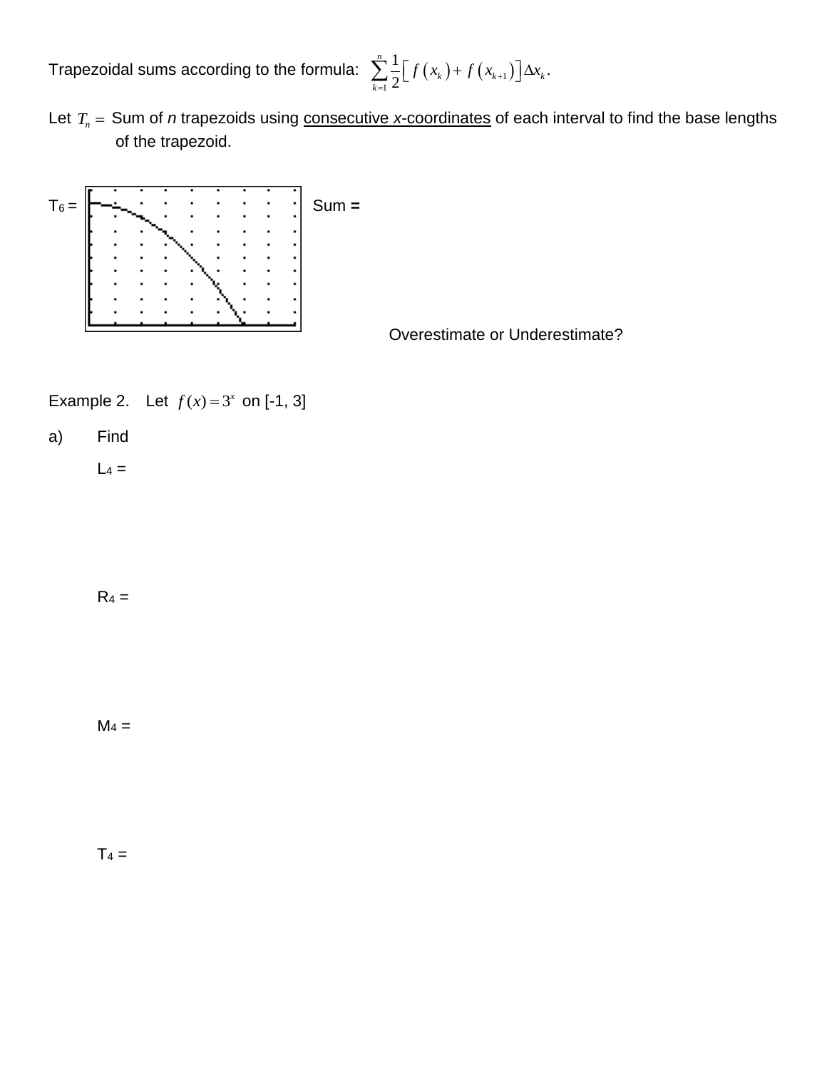Trapezoidal sums according to the formula: $\sum_{k=1}^{n} \frac{1}{2}\left[ f\left(x_k\right) + f\left(x_{k+1}\right)\right]\Delta x_k$.

Let $T_n =$ Sum of *n* trapezoids using <u>consecutive *x*-coordinates</u> of each interval to find the base lengths of the trapezoid.

$T_6$ =

Sum =

Overestimate or Underestimate?

Example 2. Let $f(x) = 3^x$ on [-1, 3]

a) Find

$L_4$ =

$R_4$ =

$M_4$ =

$T_4$ =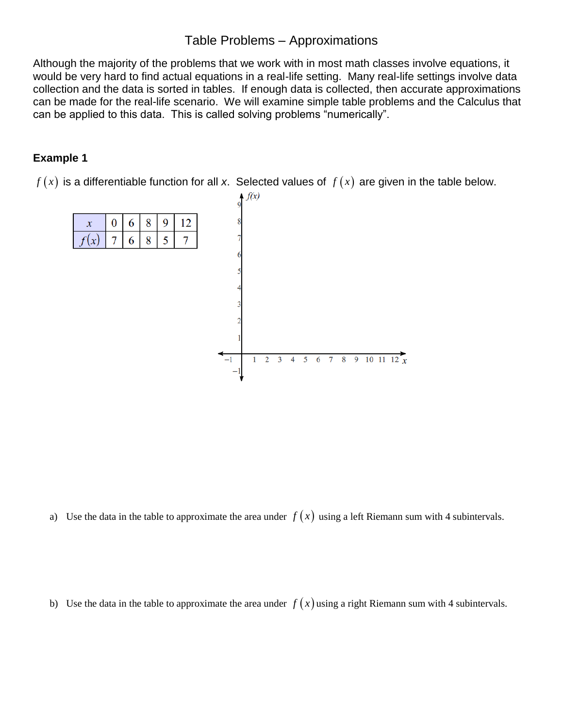# Table Problems – Approximations

Although the majority of the problems that we work with in most math classes involve equations, it would be very hard to find actual equations in a real-life setting. Many real-life settings involve data collection and the data is sorted in tables. If enough data is collected, then accurate approximations can be made for the real-life scenario. We will examine simple table problems and the Calculus that can be applied to this data. This is called solving problems "numerically".

### Example 1

$f(x)$ is a differentiable function for all $x$. Selected values of $f(x)$ are given in the table below.

| $x$ | 0 | 6 | 8 | 9 | 12 |
|---|---|---|---|---|---|
| $f(x)$ | 7 | 6 | 8 | 5 | 7 |

a) Use the data in the table to approximate the area under $f(x)$ using a left Riemann sum with 4 subintervals.

b) Use the data in the table to approximate the area under $f(x)$ using a right Riemann sum with 4 subintervals.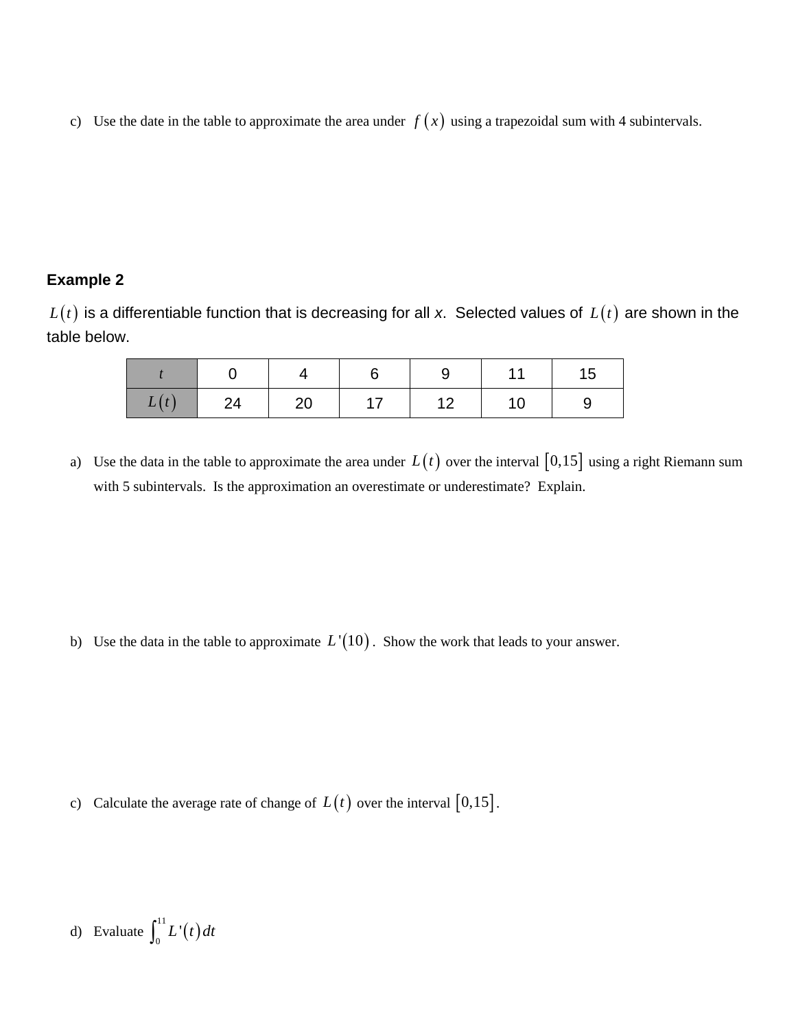c) Use the date in the table to approximate the area under $f(x)$ using a trapezoidal sum with 4 subintervals.

**Example 2**

$L(t)$ is a differentiable function that is decreasing for all *x*. Selected values of $L(t)$ are shown in the table below.

| $t$ | 0 | 4 | 6 | 9 | 11 | 15 |
|---|---|---|---|---|---|---|
| $L(t)$ | 24 | 20 | 17 | 12 | 10 | 9 |

a) Use the data in the table to approximate the area under $L(t)$ over the interval $[0,15]$ using a right Riemann sum with 5 subintervals. Is the approximation an overestimate or underestimate? Explain.

b) Use the data in the table to approximate $L'(10)$. Show the work that leads to your answer.

c) Calculate the average rate of change of $L(t)$ over the interval $[0,15]$.

d) Evaluate $\int_0^{11} L'(t)\,dt$